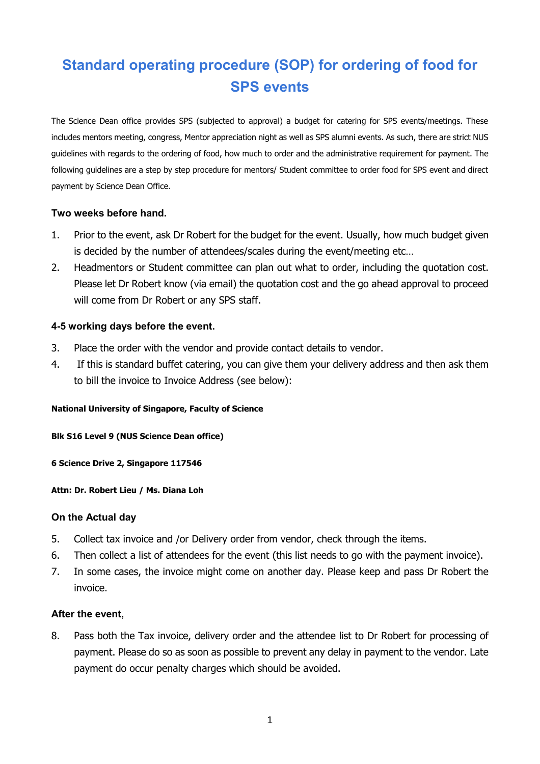# Standard operating procedure (SOP) for ordering of food for SPS events

The Science Dean office provides SPS (subjected to approval) a budget for catering for SPS events/meetings. These includes mentors meeting, congress, Mentor appreciation night as well as SPS alumni events. As such, there are strict NUS guidelines with regards to the ordering of food, how much to order and the administrative requirement for payment. The following guidelines are a step by step procedure for mentors/ Student committee to order food for SPS event and direct payment by Science Dean Office.

### Two weeks before hand.

1. Prior to the event, ask Dr Robert for the budget for the event. Usually, how much budget given is decided by the number of attendees/scales during the event/meeting etc…
2. Headmentors or Student committee can plan out what to order, including the quotation cost. Please let Dr Robert know (via email) the quotation cost and the go ahead approval to proceed will come from Dr Robert or any SPS staff.

### 4-5 working days before the event.

3. Place the order with the vendor and provide contact details to vendor.
4. If this is standard buffet catering, you can give them your delivery address and then ask them to bill the invoice to Invoice Address (see below):

**National University of Singapore, Faculty of Science**

**Blk S16 Level 9 (NUS Science Dean office)**

**6 Science Drive 2, Singapore 117546**

**Attn: Dr. Robert Lieu / Ms. Diana Loh**

### On the Actual day

5. Collect tax invoice and /or Delivery order from vendor, check through the items.
6. Then collect a list of attendees for the event (this list needs to go with the payment invoice).
7. In some cases, the invoice might come on another day. Please keep and pass Dr Robert the invoice.

### After the event,

8. Pass both the Tax invoice, delivery order and the attendee list to Dr Robert for processing of payment. Please do so as soon as possible to prevent any delay in payment to the vendor. Late payment do occur penalty charges which should be avoided.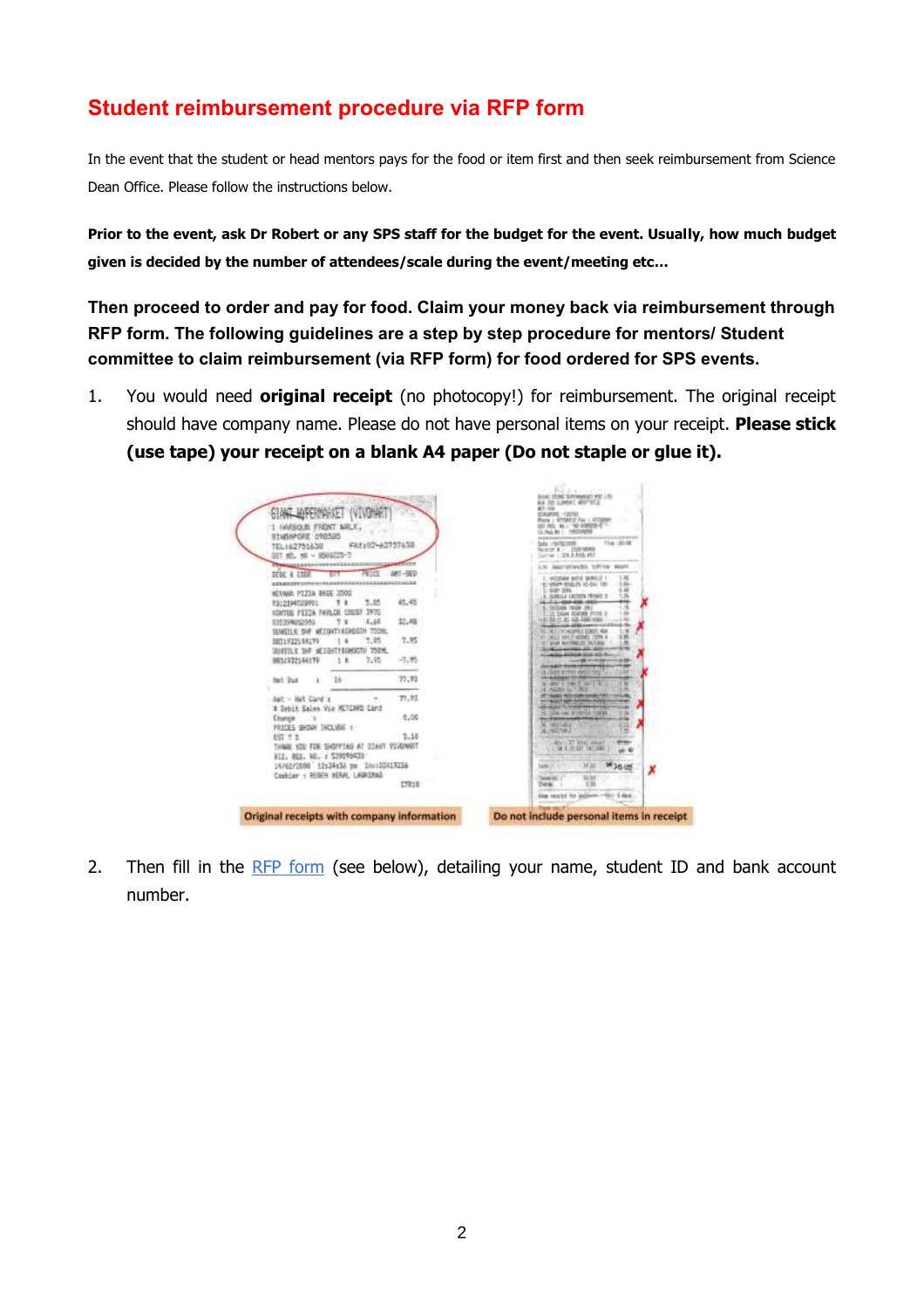## Student reimbursement procedure via RFP form

In the event that the student or head mentors pays for the food or item first and then seek reimbursement from Science Dean Office. Please follow the instructions below.

**Prior to the event, ask Dr Robert or any SPS staff for the budget for the event. Usually, how much budget given is decided by the number of attendees/scale during the event/meeting etc…**

**Then proceed to order and pay for food. Claim your money back via reimbursement through RFP form. The following guidelines are a step by step procedure for mentors/ Student committee to claim reimbursement (via RFP form) for food ordered for SPS events.**

1. You would need **original receipt** (no photocopy!) for reimbursement. The original receipt should have company name. Please do not have personal items on your receipt. **Please stick (use tape) your receipt on a blank A4 paper (Do not staple or glue it).**

Original receipts with company information

Do not include personal items in receipt

2. Then fill in the RFP form (see below), detailing your name, student ID and bank account number.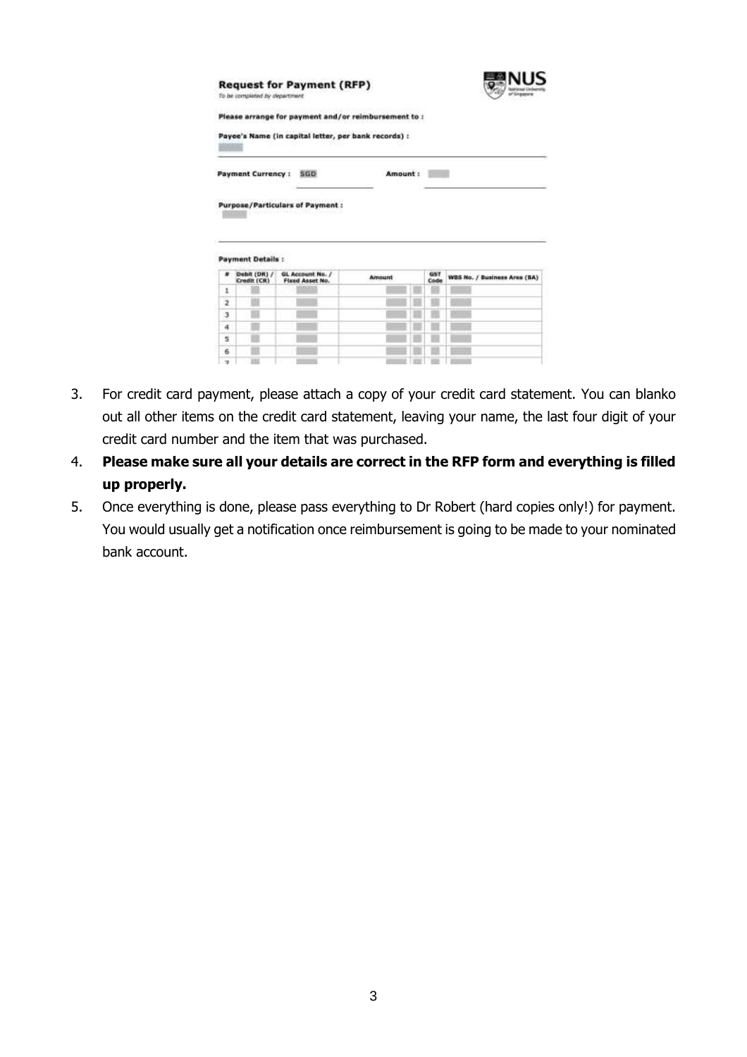**Request for Payment (RFP)**
To be completed by department

NUS National University of Singapore

Please arrange for payment and/or reimbursement to :

Payee's Name (in capital letter, per bank records) :

Payment Currency : SGD    Amount :

Purpose/Particulars of Payment :

Payment Details :

| # | Debit (DR) / Credit (CR) | GL Account No. / Fixed Asset No. | Amount | | GST Code | WBS No. / Business Area (BA) |
|---|---|---|---|---|---|---|
| 1 | | | | | | |
| 2 | | | | | | |
| 3 | | | | | | |
| 4 | | | | | | |
| 5 | | | | | | |
| 6 | | | | | | |
| 7 | | | | | | |

3. For credit card payment, please attach a copy of your credit card statement. You can blanko out all other items on the credit card statement, leaving your name, the last four digit of your credit card number and the item that was purchased.
4. **Please make sure all your details are correct in the RFP form and everything is filled up properly.**
5. Once everything is done, please pass everything to Dr Robert (hard copies only!) for payment. You would usually get a notification once reimbursement is going to be made to your nominated bank account.